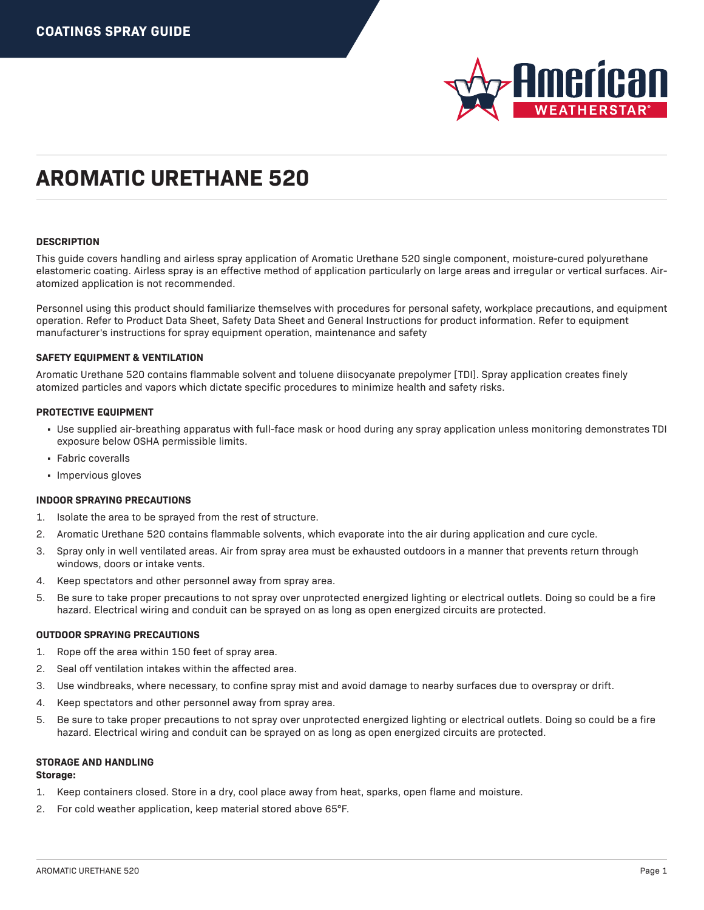COATINGS SPRAY GUIDE

# AROMATIC URETHANE 520

### DESCRIPTION

This guide covers handling and airless spray application of Aromatic Urethane 520 single component, moisture-cured polyurethane elastomeric coating. Airless spray is an effective method of application particularly on large areas and irregular or vertical surfaces. Air-atomized application is not recommended.

Personnel using this product should familiarize themselves with procedures for personal safety, workplace precautions, and equipment operation. Refer to Product Data Sheet, Safety Data Sheet and General Instructions for product information. Refer to equipment manufacturer's instructions for spray equipment operation, maintenance and safety

### SAFETY EQUIPMENT & VENTILATION

Aromatic Urethane 520 contains flammable solvent and toluene diisocyanate prepolymer [TDI]. Spray application creates finely atomized particles and vapors which dictate specific procedures to minimize health and safety risks.

### PROTECTIVE EQUIPMENT

- Use supplied air-breathing apparatus with full-face mask or hood during any spray application unless monitoring demonstrates TDI exposure below OSHA permissible limits.
- Fabric coveralls
- Impervious gloves

### INDOOR SPRAYING PRECAUTIONS

1. Isolate the area to be sprayed from the rest of structure.
2. Aromatic Urethane 520 contains flammable solvents, which evaporate into the air during application and cure cycle.
3. Spray only in well ventilated areas. Air from spray area must be exhausted outdoors in a manner that prevents return through windows, doors or intake vents.
4. Keep spectators and other personnel away from spray area.
5. Be sure to take proper precautions to not spray over unprotected energized lighting or electrical outlets. Doing so could be a fire hazard. Electrical wiring and conduit can be sprayed on as long as open energized circuits are protected.

### OUTDOOR SPRAYING PRECAUTIONS

1. Rope off the area within 150 feet of spray area.
2. Seal off ventilation intakes within the affected area.
3. Use windbreaks, where necessary, to confine spray mist and avoid damage to nearby surfaces due to overspray or drift.
4. Keep spectators and other personnel away from spray area.
5. Be sure to take proper precautions to not spray over unprotected energized lighting or electrical outlets. Doing so could be a fire hazard. Electrical wiring and conduit can be sprayed on as long as open energized circuits are protected.

### STORAGE AND HANDLING

**Storage:**

1. Keep containers closed. Store in a dry, cool place away from heat, sparks, open flame and moisture.
2. For cold weather application, keep material stored above 65°F.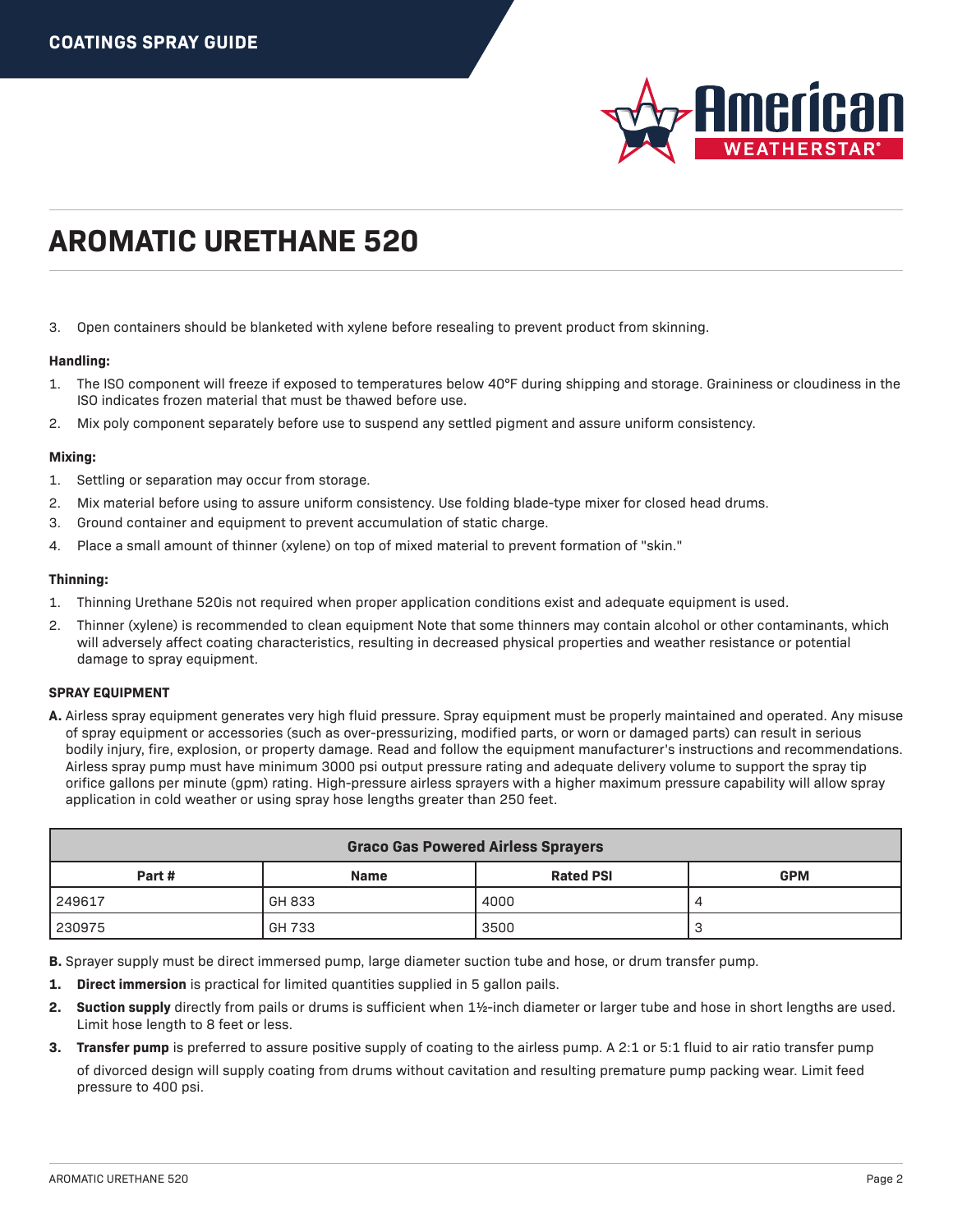# AROMATIC URETHANE 520

3. Open containers should be blanketed with xylene before resealing to prevent product from skinning.

**Handling:**

1. The ISO component will freeze if exposed to temperatures below 40°F during shipping and storage. Graininess or cloudiness in the ISO indicates frozen material that must be thawed before use.
2. Mix poly component separately before use to suspend any settled pigment and assure uniform consistency.

**Mixing:**

1. Settling or separation may occur from storage.
2. Mix material before using to assure uniform consistency. Use folding blade-type mixer for closed head drums.
3. Ground container and equipment to prevent accumulation of static charge.
4. Place a small amount of thinner (xylene) on top of mixed material to prevent formation of "skin."

**Thinning:**

1. Thinning Urethane 520is not required when proper application conditions exist and adequate equipment is used.
2. Thinner (xylene) is recommended to clean equipment Note that some thinners may contain alcohol or other contaminants, which will adversely affect coating characteristics, resulting in decreased physical properties and weather resistance or potential damage to spray equipment.

**SPRAY EQUIPMENT**

**A.** Airless spray equipment generates very high fluid pressure. Spray equipment must be properly maintained and operated. Any misuse of spray equipment or accessories (such as over-pressurizing, modified parts, or worn or damaged parts) can result in serious bodily injury, fire, explosion, or property damage. Read and follow the equipment manufacturer's instructions and recommendations. Airless spray pump must have minimum 3000 psi output pressure rating and adequate delivery volume to support the spray tip orifice gallons per minute (gpm) rating. High-pressure airless sprayers with a higher maximum pressure capability will allow spray application in cold weather or using spray hose lengths greater than 250 feet.

| Graco Gas Powered Airless Sprayers | | | |
|---|---|---|---|
| **Part #** | **Name** | **Rated PSI** | **GPM** |
| 249617 | GH 833 | 4000 | 4 |
| 230975 | GH 733 | 3500 | 3 |

**B.** Sprayer supply must be direct immersed pump, large diameter suction tube and hose, or drum transfer pump.

1. **Direct immersion** is practical for limited quantities supplied in 5 gallon pails.
2. **Suction supply** directly from pails or drums is sufficient when 1½-inch diameter or larger tube and hose in short lengths are used. Limit hose length to 8 feet or less.
3. **Transfer pump** is preferred to assure positive supply of coating to the airless pump. A 2:1 or 5:1 fluid to air ratio transfer pump of divorced design will supply coating from drums without cavitation and resulting premature pump packing wear. Limit feed pressure to 400 psi.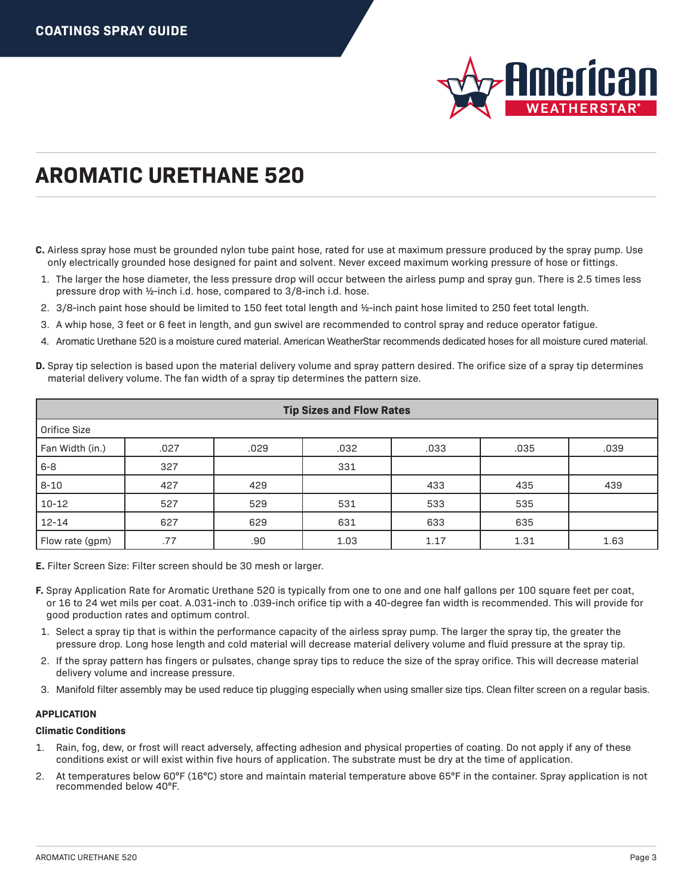# AROMATIC URETHANE 520

**C.** Airless spray hose must be grounded nylon tube paint hose, rated for use at maximum pressure produced by the spray pump. Use only electrically grounded hose designed for paint and solvent. Never exceed maximum working pressure of hose or fittings.

1. The larger the hose diameter, the less pressure drop will occur between the airless pump and spray gun. There is 2.5 times less pressure drop with ½-inch i.d. hose, compared to 3/8-inch i.d. hose.
2. 3/8-inch paint hose should be limited to 150 feet total length and ½-inch paint hose limited to 250 feet total length.
3. A whip hose, 3 feet or 6 feet in length, and gun swivel are recommended to control spray and reduce operator fatigue.
4. Aromatic Urethane 520 is a moisture cured material. American WeatherStar recommends dedicated hoses for all moisture cured material.

**D.** Spray tip selection is based upon the material delivery volume and spray pattern desired. The orifice size of a spray tip determines material delivery volume. The fan width of a spray tip determines the pattern size.

| Tip Sizes and Flow Rates | | | | | | |
|---|---|---|---|---|---|---|
| Orifice Size | | | | | | |
| Fan Width (in.) | .027 | .029 | .032 | .033 | .035 | .039 |
| 6-8 | 327 | | 331 | | | |
| 8-10 | 427 | 429 | | 433 | 435 | 439 |
| 10-12 | 527 | 529 | 531 | 533 | 535 | |
| 12-14 | 627 | 629 | 631 | 633 | 635 | |
| Flow rate (gpm) | .77 | .90 | 1.03 | 1.17 | 1.31 | 1.63 |

**E.** Filter Screen Size: Filter screen should be 30 mesh or larger.

**F.** Spray Application Rate for Aromatic Urethane 520 is typically from one to one and one half gallons per 100 square feet per coat, or 16 to 24 wet mils per coat. A.031-inch to .039-inch orifice tip with a 40-degree fan width is recommended. This will provide for good production rates and optimum control.

1. Select a spray tip that is within the performance capacity of the airless spray pump. The larger the spray tip, the greater the pressure drop. Long hose length and cold material will decrease material delivery volume and fluid pressure at the spray tip.
2. If the spray pattern has fingers or pulsates, change spray tips to reduce the size of the spray orifice. This will decrease material delivery volume and increase pressure.
3. Manifold filter assembly may be used reduce tip plugging especially when using smaller size tips. Clean filter screen on a regular basis.

**APPLICATION**

**Climatic Conditions**

1. Rain, fog, dew, or frost will react adversely, affecting adhesion and physical properties of coating. Do not apply if any of these conditions exist or will exist within five hours of application. The substrate must be dry at the time of application.
2. At temperatures below 60°F (16°C) store and maintain material temperature above 65°F in the container. Spray application is not recommended below 40°F.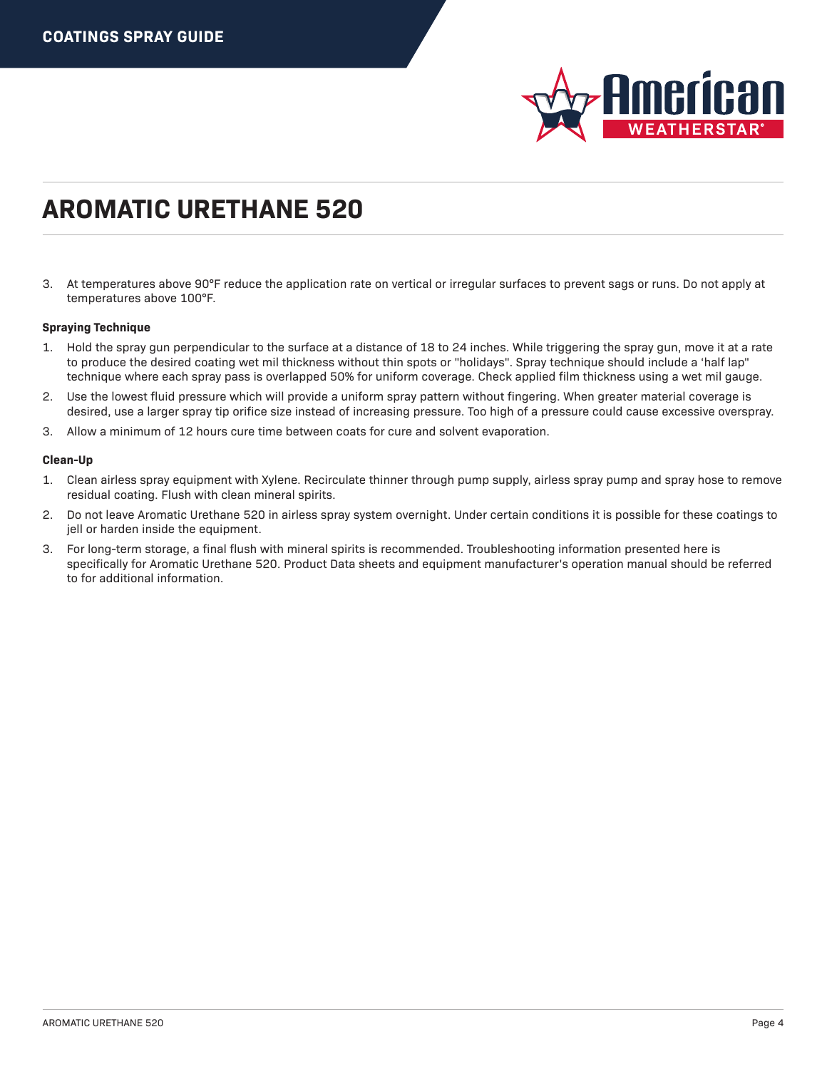# AROMATIC URETHANE 520

3. At temperatures above 90°F reduce the application rate on vertical or irregular surfaces to prevent sags or runs. Do not apply at temperatures above 100°F.

**Spraying Technique**

1. Hold the spray gun perpendicular to the surface at a distance of 18 to 24 inches. While triggering the spray gun, move it at a rate to produce the desired coating wet mil thickness without thin spots or "holidays". Spray technique should include a 'half lap" technique where each spray pass is overlapped 50% for uniform coverage. Check applied film thickness using a wet mil gauge.
2. Use the lowest fluid pressure which will provide a uniform spray pattern without fingering. When greater material coverage is desired, use a larger spray tip orifice size instead of increasing pressure. Too high of a pressure could cause excessive overspray.
3. Allow a minimum of 12 hours cure time between coats for cure and solvent evaporation.

**Clean-Up**

1. Clean airless spray equipment with Xylene. Recirculate thinner through pump supply, airless spray pump and spray hose to remove residual coating. Flush with clean mineral spirits.
2. Do not leave Aromatic Urethane 520 in airless spray system overnight. Under certain conditions it is possible for these coatings to jell or harden inside the equipment.
3. For long-term storage, a final flush with mineral spirits is recommended. Troubleshooting information presented here is specifically for Aromatic Urethane 520. Product Data sheets and equipment manufacturer's operation manual should be referred to for additional information.